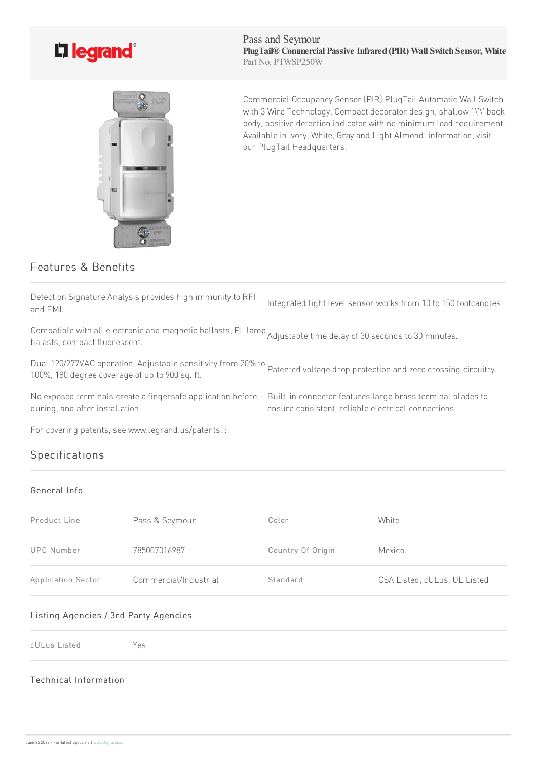Pass and Seymour

**PlugTail® Commercial Passive Infrared (PIR) Wall Switch Sensor, White**

Part No. PTWSP250W

Commercial Occupancy Sensor (PIR) PlugTail Automatic Wall Switch with 3 Wire Technology. Compact decorator design, shallow 1\'\' back body, positive detection indicator with no minimum load requirement. Available in Ivory, White, Gray and Light Almond. information, visit our PlugTail Headquarters.

## Features & Benefits

Detection Signature Analysis provides high immunity to RFI and EMI.

Integrated light level sensor works from 10 to 150 footcandles.

Compatible with all electronic and magnetic ballasts, PL lamp balasts, compact fluorescent.

Adjustable time delay of 30 seconds to 30 minutes.

Dual 120/277VAC operation, Adjustable sensitivity from 20% to 100%, 180 degree coverage of up to 900 sq. ft.

Patented voltage drop protection and zero crossing circuitry.

No exposed terminals create a fingersafe application before, during, and after installation.

Built-in connector features large brass terminal blades to ensure consistent, reliable electrical connections.

For covering patents, see www.legrand.us/patents. :

## Specifications

### General Info

| | | | |
|---|---|---|---|
| Product Line | Pass & Seymour | Color | White |
| UPC Number | 785007016987 | Country Of Origin | Mexico |
| Application Sector | Commercial/Industrial | Standard | CSA Listed, cULus, UL Listed |

### Listing Agencies / 3rd Party Agencies

| | |
|---|---|
| cULus Listed | Yes |

### Technical Information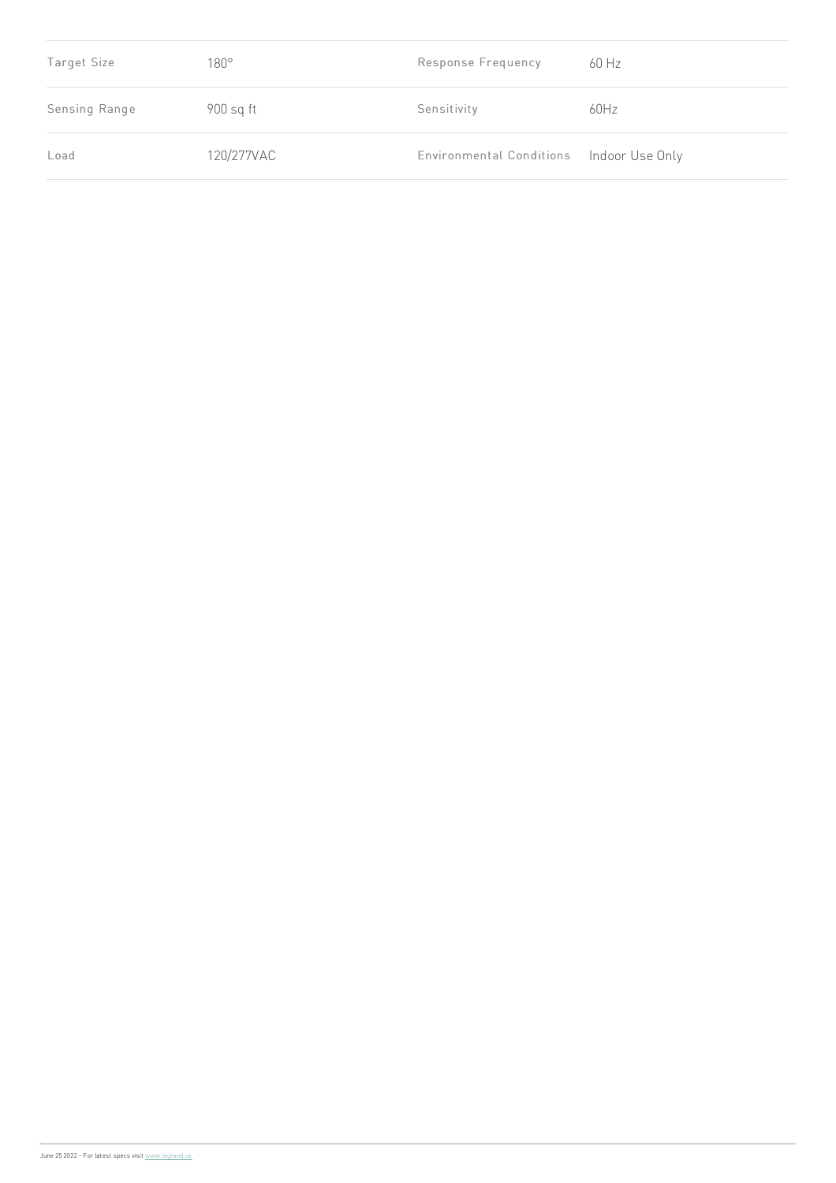| | | | |
|---|---|---|---|
| Target Size | 180° | Response Frequency | 60 Hz |
| Sensing Range | 900 sq ft | Sensitivity | 60Hz |
| Load | 120/277VAC | Environmental Conditions | Indoor Use Only |

June 25 2022 - For latest specs visit www.legrand.us